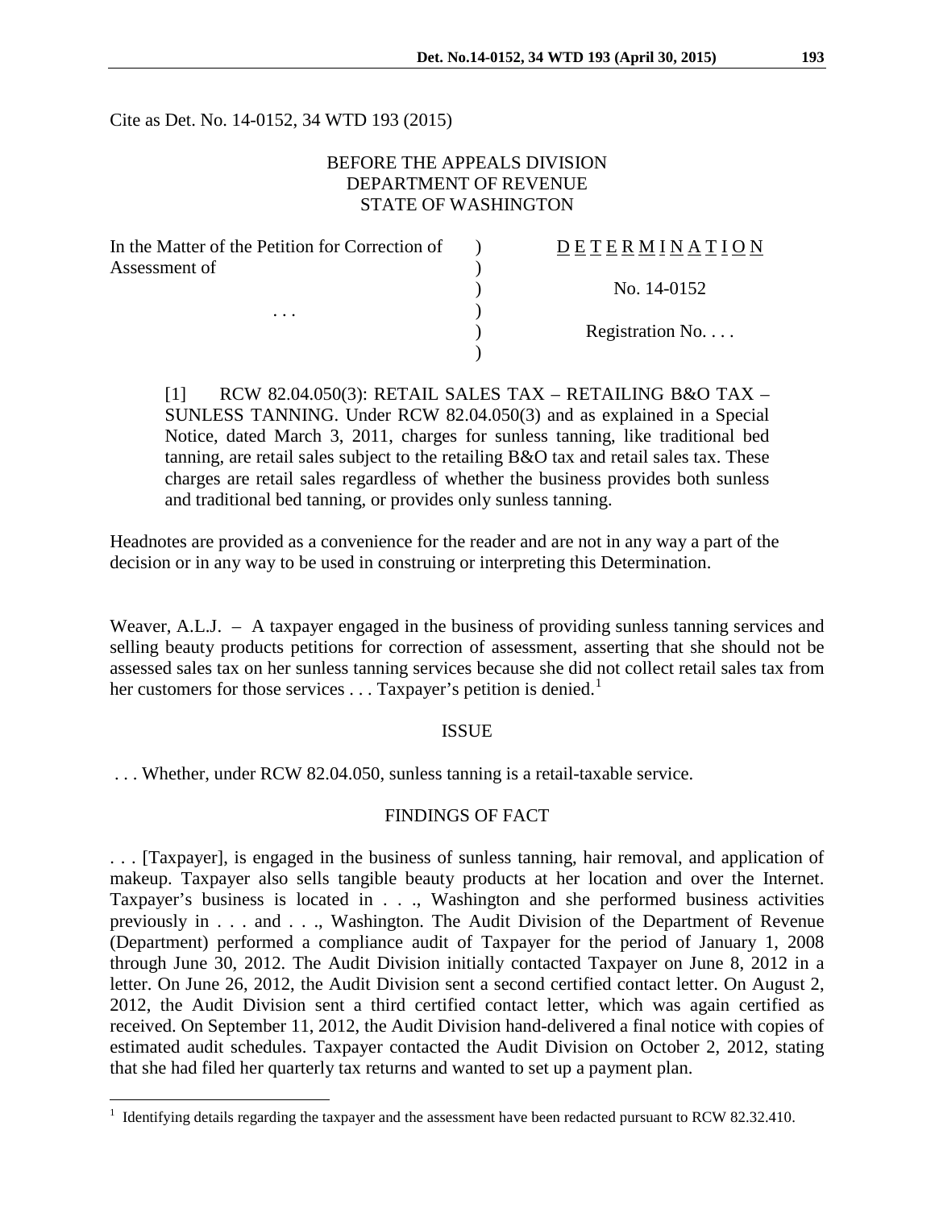Cite as Det. No. 14-0152, 34 WTD 193 (2015)

BEFORE THE APPEALS DIVISION
DEPARTMENT OF REVENUE
STATE OF WASHINGTON

| In the Matter of the Petition for Correction of Assessment of | ) | D E T E R M I N A T I O N |
|---|---|---|
| | ) | No. 14-0152 |
| . . . | ) | |
| | ) | Registration No. . . . |

[1] RCW 82.04.050(3): RETAIL SALES TAX – RETAILING B&O TAX – SUNLESS TANNING. Under RCW 82.04.050(3) and as explained in a Special Notice, dated March 3, 2011, charges for sunless tanning, like traditional bed tanning, are retail sales subject to the retailing B&O tax and retail sales tax. These charges are retail sales regardless of whether the business provides both sunless and traditional bed tanning, or provides only sunless tanning.

Headnotes are provided as a convenience for the reader and are not in any way a part of the decision or in any way to be used in construing or interpreting this Determination.

Weaver, A.L.J. – A taxpayer engaged in the business of providing sunless tanning services and selling beauty products petitions for correction of assessment, asserting that she should not be assessed sales tax on her sunless tanning services because she did not collect retail sales tax from her customers for those services . . . Taxpayer's petition is denied.[1]

## ISSUE

. . . Whether, under RCW 82.04.050, sunless tanning is a retail-taxable service.

## FINDINGS OF FACT

. . . [Taxpayer], is engaged in the business of sunless tanning, hair removal, and application of makeup. Taxpayer also sells tangible beauty products at her location and over the Internet. Taxpayer's business is located in . . ., Washington and she performed business activities previously in . . . and . . ., Washington. The Audit Division of the Department of Revenue (Department) performed a compliance audit of Taxpayer for the period of January 1, 2008 through June 30, 2012. The Audit Division initially contacted Taxpayer on June 8, 2012 in a letter. On June 26, 2012, the Audit Division sent a second certified contact letter. On August 2, 2012, the Audit Division sent a third certified contact letter, which was again certified as received. On September 11, 2012, the Audit Division hand-delivered a final notice with copies of estimated audit schedules. Taxpayer contacted the Audit Division on October 2, 2012, stating that she had filed her quarterly tax returns and wanted to set up a payment plan.

[1] Identifying details regarding the taxpayer and the assessment have been redacted pursuant to RCW 82.32.410.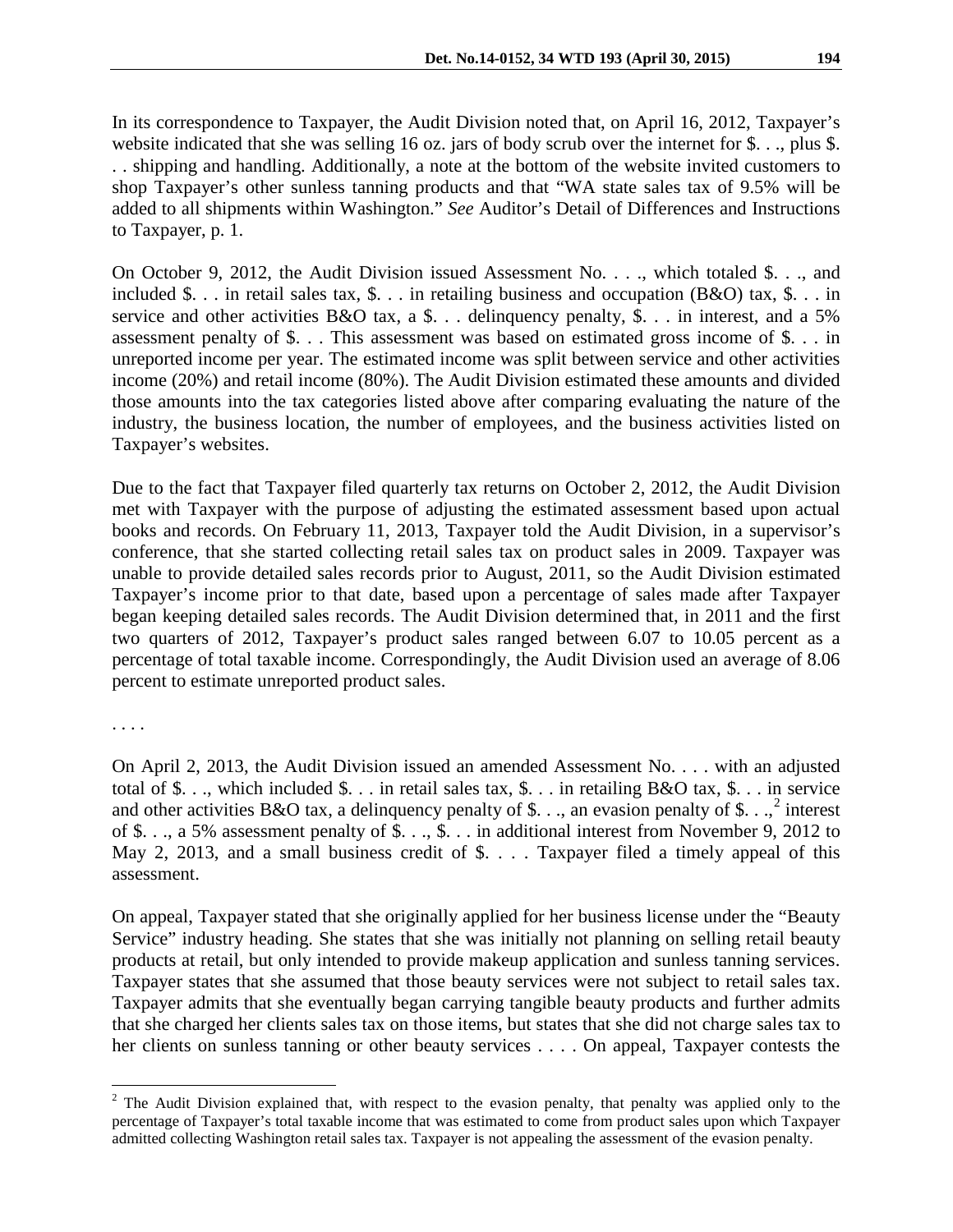In its correspondence to Taxpayer, the Audit Division noted that, on April 16, 2012, Taxpayer's website indicated that she was selling 16 oz. jars of body scrub over the internet for $. . ., plus $. . . shipping and handling. Additionally, a note at the bottom of the website invited customers to shop Taxpayer's other sunless tanning products and that "WA state sales tax of 9.5% will be added to all shipments within Washington." *See* Auditor's Detail of Differences and Instructions to Taxpayer, p. 1.

On October 9, 2012, the Audit Division issued Assessment No. . . ., which totaled $. . ., and included $. . . in retail sales tax, $. . . in retailing business and occupation (B&O) tax, $. . . in service and other activities B&O tax, a $. . . delinquency penalty, $. . . in interest, and a 5% assessment penalty of $. . . This assessment was based on estimated gross income of $. . . in unreported income per year. The estimated income was split between service and other activities income (20%) and retail income (80%). The Audit Division estimated these amounts and divided those amounts into the tax categories listed above after comparing evaluating the nature of the industry, the business location, the number of employees, and the business activities listed on Taxpayer's websites.

Due to the fact that Taxpayer filed quarterly tax returns on October 2, 2012, the Audit Division met with Taxpayer with the purpose of adjusting the estimated assessment based upon actual books and records. On February 11, 2013, Taxpayer told the Audit Division, in a supervisor's conference, that she started collecting retail sales tax on product sales in 2009. Taxpayer was unable to provide detailed sales records prior to August, 2011, so the Audit Division estimated Taxpayer's income prior to that date, based upon a percentage of sales made after Taxpayer began keeping detailed sales records. The Audit Division determined that, in 2011 and the first two quarters of 2012, Taxpayer's product sales ranged between 6.07 to 10.05 percent as a percentage of total taxable income. Correspondingly, the Audit Division used an average of 8.06 percent to estimate unreported product sales.

. . . .

On April 2, 2013, the Audit Division issued an amended Assessment No. . . . with an adjusted total of $. . ., which included $. . . in retail sales tax, $. . . in retailing B&O tax, $. . . in service and other activities B&O tax, a delinquency penalty of $. . ., an evasion penalty of $. . .,[2] interest of $. . ., a 5% assessment penalty of $. . ., $. . . in additional interest from November 9, 2012 to May 2, 2013, and a small business credit of $. . . . Taxpayer filed a timely appeal of this assessment.

On appeal, Taxpayer stated that she originally applied for her business license under the "Beauty Service" industry heading. She states that she was initially not planning on selling retail beauty products at retail, but only intended to provide makeup application and sunless tanning services. Taxpayer states that she assumed that those beauty services were not subject to retail sales tax. Taxpayer admits that she eventually began carrying tangible beauty products and further admits that she charged her clients sales tax on those items, but states that she did not charge sales tax to her clients on sunless tanning or other beauty services . . . . On appeal, Taxpayer contests the

---

[2] The Audit Division explained that, with respect to the evasion penalty, that penalty was applied only to the percentage of Taxpayer's total taxable income that was estimated to come from product sales upon which Taxpayer admitted collecting Washington retail sales tax. Taxpayer is not appealing the assessment of the evasion penalty.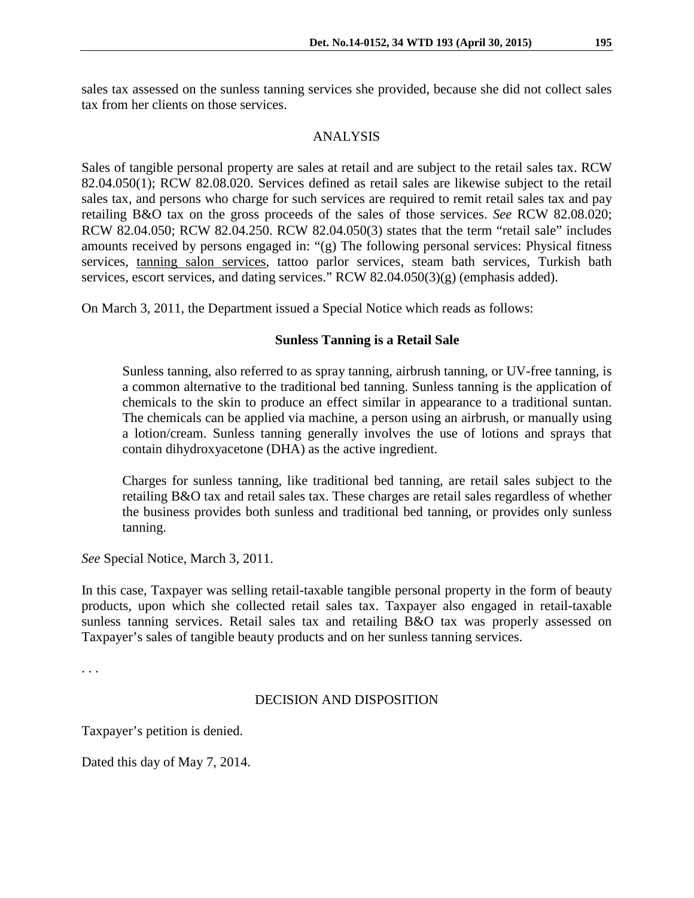sales tax assessed on the sunless tanning services she provided, because she did not collect sales tax from her clients on those services.

## ANALYSIS

Sales of tangible personal property are sales at retail and are subject to the retail sales tax. RCW 82.04.050(1); RCW 82.08.020. Services defined as retail sales are likewise subject to the retail sales tax, and persons who charge for such services are required to remit retail sales tax and pay retailing B&O tax on the gross proceeds of the sales of those services. *See* RCW 82.08.020; RCW 82.04.050; RCW 82.04.250. RCW 82.04.050(3) states that the term "retail sale" includes amounts received by persons engaged in: "(g) The following personal services: Physical fitness services, <u>tanning salon services</u>, tattoo parlor services, steam bath services, Turkish bath services, escort services, and dating services." RCW 82.04.050(3)(g) (emphasis added).

On March 3, 2011, the Department issued a Special Notice which reads as follows:

> **Sunless Tanning is a Retail Sale**
>
> Sunless tanning, also referred to as spray tanning, airbrush tanning, or UV-free tanning, is a common alternative to the traditional bed tanning. Sunless tanning is the application of chemicals to the skin to produce an effect similar in appearance to a traditional suntan. The chemicals can be applied via machine, a person using an airbrush, or manually using a lotion/cream. Sunless tanning generally involves the use of lotions and sprays that contain dihydroxyacetone (DHA) as the active ingredient.
>
> Charges for sunless tanning, like traditional bed tanning, are retail sales subject to the retailing B&O tax and retail sales tax. These charges are retail sales regardless of whether the business provides both sunless and traditional bed tanning, or provides only sunless tanning.

*See* Special Notice, March 3, 2011.

In this case, Taxpayer was selling retail-taxable tangible personal property in the form of beauty products, upon which she collected retail sales tax. Taxpayer also engaged in retail-taxable sunless tanning services. Retail sales tax and retailing B&O tax was properly assessed on Taxpayer's sales of tangible beauty products and on her sunless tanning services.

. . .

## DECISION AND DISPOSITION

Taxpayer's petition is denied.

Dated this day of May 7, 2014.